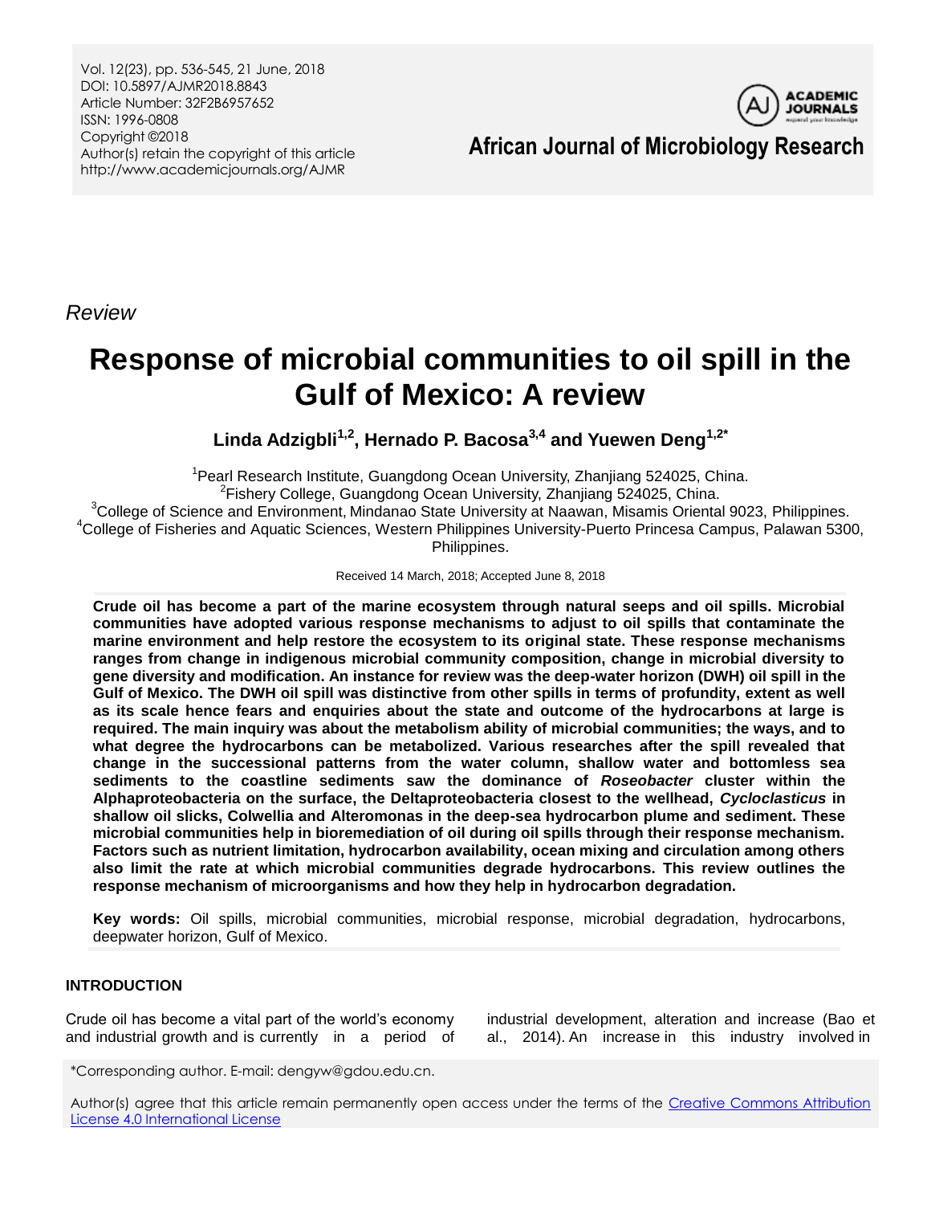Vol. 12(23), pp. 536-545, 21 June, 2018
DOI: 10.5897/AJMR2018.8843
Article Number: 32F2B6957652
ISSN: 1996-0808
Copyright ©2018
Author(s) retain the copyright of this article
http://www.academicjournals.org/AJMR

**African Journal of Microbiology Research**

*Review*

# Response of microbial communities to oil spill in the Gulf of Mexico: A review

**Linda Adzigbli[1,2], Hernado P. Bacosa[3,4] and Yuewen Deng[1,2*]**

[1]Pearl Research Institute, Guangdong Ocean University, Zhanjiang 524025, China.
[2]Fishery College, Guangdong Ocean University, Zhanjiang 524025, China.
[3]College of Science and Environment, Mindanao State University at Naawan, Misamis Oriental 9023, Philippines.
[4]College of Fisheries and Aquatic Sciences, Western Philippines University-Puerto Princesa Campus, Palawan 5300, Philippines.

Received 14 March, 2018; Accepted June 8, 2018

**Crude oil has become a part of the marine ecosystem through natural seeps and oil spills. Microbial communities have adopted various response mechanisms to adjust to oil spills that contaminate the marine environment and help restore the ecosystem to its original state. These response mechanisms ranges from change in indigenous microbial community composition, change in microbial diversity to gene diversity and modification. An instance for review was the deep-water horizon (DWH) oil spill in the Gulf of Mexico. The DWH oil spill was distinctive from other spills in terms of profundity, extent as well as its scale hence fears and enquiries about the state and outcome of the hydrocarbons at large is required. The main inquiry was about the metabolism ability of microbial communities; the ways, and to what degree the hydrocarbons can be metabolized. Various researches after the spill revealed that change in the successional patterns from the water column, shallow water and bottomless sea sediments to the coastline sediments saw the dominance of *Roseobacter* cluster within the Alphaproteobacteria on the surface, the Deltaproteobacteria closest to the wellhead, *Cycloclasticus* in shallow oil slicks, Colwellia and Alteromonas in the deep-sea hydrocarbon plume and sediment. These microbial communities help in bioremediation of oil during oil spills through their response mechanism. Factors such as nutrient limitation, hydrocarbon availability, ocean mixing and circulation among others also limit the rate at which microbial communities degrade hydrocarbons. This review outlines the response mechanism of microorganisms and how they help in hydrocarbon degradation.**

**Key words:** Oil spills, microbial communities, microbial response, microbial degradation, hydrocarbons, deepwater horizon, Gulf of Mexico.

## INTRODUCTION

Crude oil has become a vital part of the world's economy and industrial growth and is currently in a period of industrial development, alteration and increase (Bao et al., 2014). An increase in this industry involved in

*Corresponding author. E-mail: dengyw@gdou.edu.cn.

Author(s) agree that this article remain permanently open access under the terms of the Creative Commons Attribution License 4.0 International License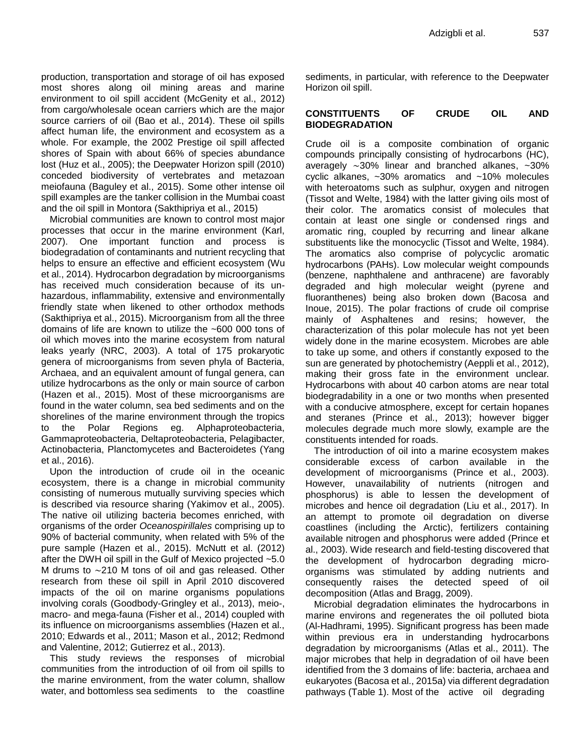production, transportation and storage of oil has exposed most shores along oil mining areas and marine environment to oil spill accident (McGenity et al., 2012) from cargo/wholesale ocean carriers which are the major source carriers of oil (Bao et al., 2014). These oil spills affect human life, the environment and ecosystem as a whole. For example, the 2002 Prestige oil spill affected shores of Spain with about 66% of species abundance lost (Huz et al., 2005); the Deepwater Horizon spill (2010) conceded biodiversity of vertebrates and metazoan meiofauna (Baguley et al., 2015). Some other intense oil spill examples are the tanker collision in the Mumbai coast and the oil spill in Montora (Sakthipriya et al., 2015)

Microbial communities are known to control most major processes that occur in the marine environment (Karl, 2007). One important function and process is biodegradation of contaminants and nutrient recycling that helps to ensure an effective and efficient ecosystem (Wu et al., 2014). Hydrocarbon degradation by microorganisms has received much consideration because of its un-hazardous, inflammability, extensive and environmentally friendly state when likened to other orthodox methods (Sakthipriya et al., 2015). Microorganism from all the three domains of life are known to utilize the ~600 000 tons of oil which moves into the marine ecosystem from natural leaks yearly (NRC, 2003). A total of 175 prokaryotic genera of microorganisms from seven phyla of Bacteria, Archaea, and an equivalent amount of fungal genera, can utilize hydrocarbons as the only or main source of carbon (Hazen et al., 2015). Most of these microorganisms are found in the water column, sea bed sediments and on the shorelines of the marine environment through the tropics to the Polar Regions eg. Alphaproteobacteria, Gammaproteobacteria, Deltaproteobacteria, Pelagibacter, Actinobacteria, Planctomycetes and Bacteroidetes (Yang et al., 2016).

Upon the introduction of crude oil in the oceanic ecosystem, there is a change in microbial community consisting of numerous mutually surviving species which is described via resource sharing (Yakimov et al., 2005). The native oil utilizing bacteria becomes enriched, with organisms of the order *Oceanospirillales* comprising up to 90% of bacterial community, when related with 5% of the pure sample (Hazen et al., 2015). McNutt et al. (2012) after the DWH oil spill in the Gulf of Mexico projected ~5.0 M drums to ~210 M tons of oil and gas released. Other research from these oil spill in April 2010 discovered impacts of the oil on marine organisms populations involving corals (Goodbody-Gringley et al., 2013), meio-, macro- and mega-fauna (Fisher et al., 2014) coupled with its influence on microorganisms assemblies (Hazen et al., 2010; Edwards et al., 2011; Mason et al., 2012; Redmond and Valentine, 2012; Gutierrez et al., 2013).

This study reviews the responses of microbial communities from the introduction of oil from oil spills to the marine environment, from the water column, shallow water, and bottomless sea sediments to the coastline sediments, in particular, with reference to the Deepwater Horizon oil spill.

## CONSTITUENTS OF CRUDE OIL AND BIODEGRADATION

Crude oil is a composite combination of organic compounds principally consisting of hydrocarbons (HC), averagely ~30% linear and branched alkanes, ~30% cyclic alkanes, ~30% aromatics and ~10% molecules with heteroatoms such as sulphur, oxygen and nitrogen (Tissot and Welte, 1984) with the latter giving oils most of their color. The aromatics consist of molecules that contain at least one single or condensed rings and aromatic ring, coupled by recurring and linear alkane substituents like the monocyclic (Tissot and Welte, 1984). The aromatics also comprise of polycyclic aromatic hydrocarbons (PAHs). Low molecular weight compounds (benzene, naphthalene and anthracene) are favorably degraded and high molecular weight (pyrene and fluoranthenes) being also broken down (Bacosa and Inoue, 2015). The polar fractions of crude oil comprise mainly of Asphaltenes and resins; however, the characterization of this polar molecule has not yet been widely done in the marine ecosystem. Microbes are able to take up some, and others if constantly exposed to the sun are generated by photochemistry (Aeppli et al., 2012), making their gross fate in the environment unclear. Hydrocarbons with about 40 carbon atoms are near total biodegradability in a one or two months when presented with a conducive atmosphere, except for certain hopanes and steranes (Prince et al., 2013); however bigger molecules degrade much more slowly, example are the constituents intended for roads.

The introduction of oil into a marine ecosystem makes considerable excess of carbon available in the development of microorganisms (Prince et al., 2003). However, unavailability of nutrients (nitrogen and phosphorus) is able to lessen the development of microbes and hence oil degradation (Liu et al., 2017). In an attempt to promote oil degradation on diverse coastlines (including the Arctic), fertilizers containing available nitrogen and phosphorus were added (Prince et al., 2003). Wide research and field-testing discovered that the development of hydrocarbon degrading micro-organisms was stimulated by adding nutrients and consequently raises the detected speed of oil decomposition (Atlas and Bragg, 2009).

Microbial degradation eliminates the hydrocarbons in marine environs and regenerates the oil polluted biota (Al-Hadhrami, 1995). Significant progress has been made within previous era in understanding hydrocarbons degradation by microorganisms (Atlas et al., 2011). The major microbes that help in degradation of oil have been identified from the 3 domains of life: bacteria, archaea and eukaryotes (Bacosa et al., 2015a) via different degradation pathways (Table 1). Most of the active oil degrading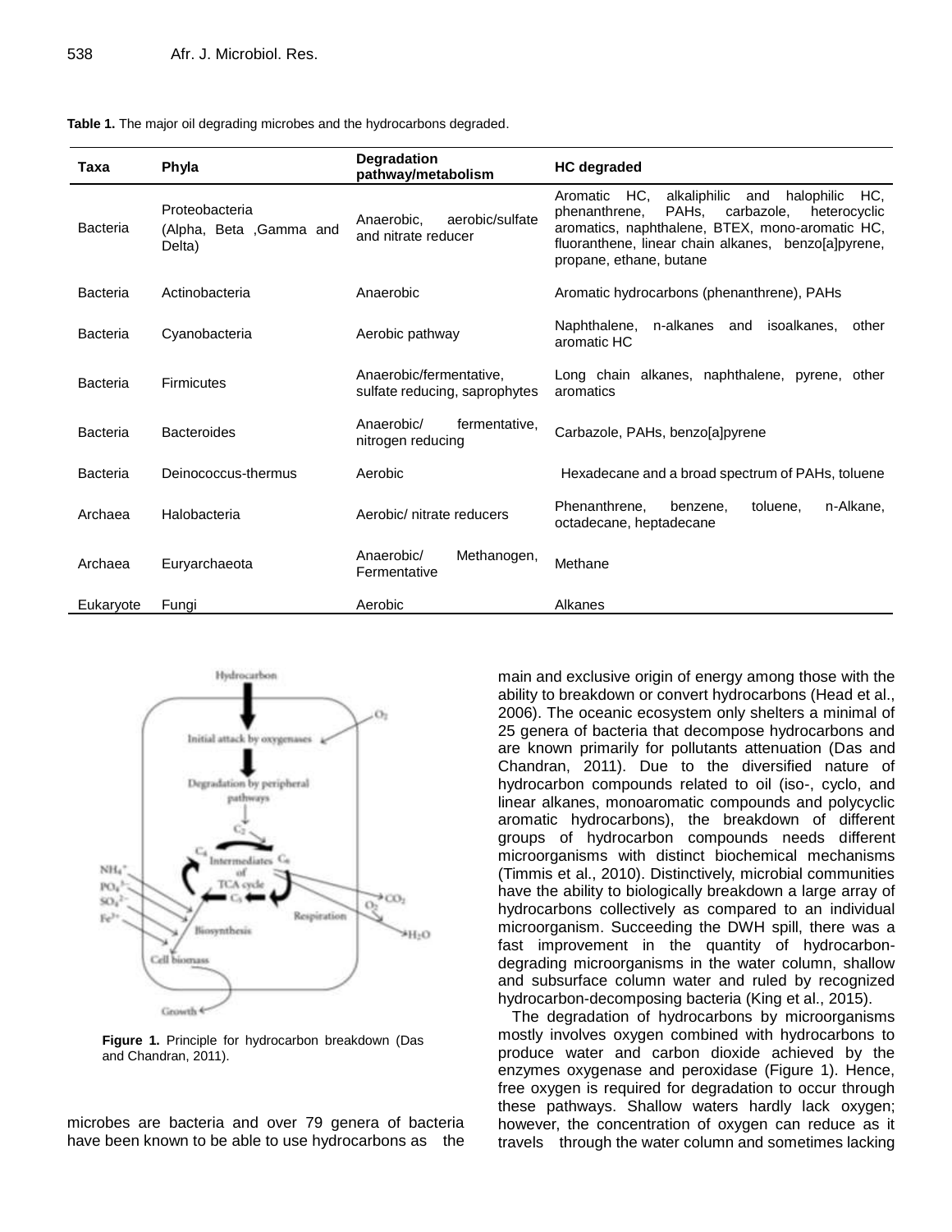**Table 1.** The major oil degrading microbes and the hydrocarbons degraded.

| Taxa | Phyla | Degradation pathway/metabolism | HC degraded |
|---|---|---|---|
| Bacteria | Proteobacteria (Alpha, Beta ,Gamma and Delta) | Anaerobic, aerobic/sulfate and nitrate reducer | Aromatic HC, alkaliphilic and halophilic HC, phenanthrene, PAHs, carbazole, heterocyclic aromatics, naphthalene, BTEX, mono-aromatic HC, fluoranthene, linear chain alkanes, benzo[a]pyrene, propane, ethane, butane |
| Bacteria | Actinobacteria | Anaerobic | Aromatic hydrocarbons (phenanthrene), PAHs |
| Bacteria | Cyanobacteria | Aerobic pathway | Naphthalene, n-alkanes and isoalkanes, other aromatic HC |
| Bacteria | Firmicutes | Anaerobic/fermentative, sulfate reducing, saprophytes | Long chain alkanes, naphthalene, pyrene, other aromatics |
| Bacteria | Bacteroides | Anaerobic/ fermentative, nitrogen reducing | Carbazole, PAHs, benzo[a]pyrene |
| Bacteria | Deinococcus-thermus | Aerobic | Hexadecane and a broad spectrum of PAHs, toluene |
| Archaea | Halobacteria | Aerobic/ nitrate reducers | Phenanthrene, benzene, toluene, n-Alkane, octadecane, heptadecane |
| Archaea | Euryarchaeota | Anaerobic/ Methanogen, Fermentative | Methane |
| Eukaryote | Fungi | Aerobic | Alkanes |

**Figure 1.** Principle for hydrocarbon breakdown (Das and Chandran, 2011).

microbes are bacteria and over 79 genera of bacteria have been known to be able to use hydrocarbons as the main and exclusive origin of energy among those with the ability to breakdown or convert hydrocarbons (Head et al., 2006). The oceanic ecosystem only shelters a minimal of 25 genera of bacteria that decompose hydrocarbons and are known primarily for pollutants attenuation (Das and Chandran, 2011). Due to the diversified nature of hydrocarbon compounds related to oil (iso-, cyclo, and linear alkanes, monoaromatic compounds and polycyclic aromatic hydrocarbons), the breakdown of different groups of hydrocarbon compounds needs different microorganisms with distinct biochemical mechanisms (Timmis et al., 2010). Distinctively, microbial communities have the ability to biologically breakdown a large array of hydrocarbons collectively as compared to an individual microorganism. Succeeding the DWH spill, there was a fast improvement in the quantity of hydrocarbon-degrading microorganisms in the water column, shallow and subsurface column water and ruled by recognized hydrocarbon-decomposing bacteria (King et al., 2015).

The degradation of hydrocarbons by microorganisms mostly involves oxygen combined with hydrocarbons to produce water and carbon dioxide achieved by the enzymes oxygenase and peroxidase (Figure 1). Hence, free oxygen is required for degradation to occur through these pathways. Shallow waters hardly lack oxygen; however, the concentration of oxygen can reduce as it travels through the water column and sometimes lacking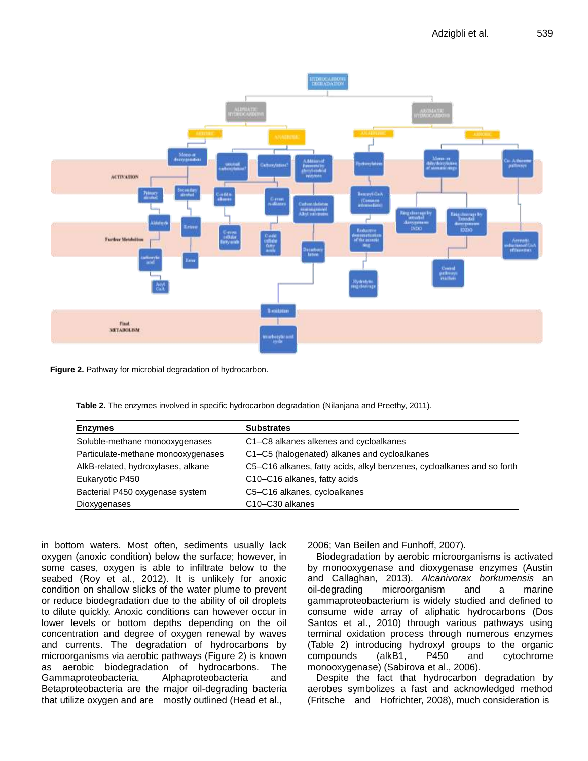Figure 2. Pathway for microbial degradation of hydrocarbon.

Table 2. The enzymes involved in specific hydrocarbon degradation (Nilanjana and Preethy, 2011).

| Enzymes | Substrates |
|---|---|
| Soluble-methane monooxygenases | C1–C8 alkanes alkenes and cycloalkanes |
| Particulate-methane monooxygenases | C1–C5 (halogenated) alkanes and cycloalkanes |
| AlkB-related, hydroxylases, alkane | C5–C16 alkanes, fatty acids, alkyl benzenes, cycloalkanes and so forth |
| Eukaryotic P450 | C10–C16 alkanes, fatty acids |
| Bacterial P450 oxygenase system | C5–C16 alkanes, cycloalkanes |
| Dioxygenases | C10–C30 alkanes |

in bottom waters. Most often, sediments usually lack oxygen (anoxic condition) below the surface; however, in some cases, oxygen is able to infiltrate below to the seabed (Roy et al., 2012). It is unlikely for anoxic condition on shallow slicks of the water plume to prevent or reduce biodegradation due to the ability of oil droplets to dilute quickly. Anoxic conditions can however occur in lower levels or bottom depths depending on the oil concentration and degree of oxygen renewal by waves and currents. The degradation of hydrocarbons by microorganisms via aerobic pathways (Figure 2) is known as aerobic biodegradation of hydrocarbons. The Gammaproteobacteria, Alphaproteobacteria and Betaproteobacteria are the major oil-degrading bacteria that utilize oxygen and are mostly outlined (Head et al., 2006; Van Beilen and Funhoff, 2007).

Biodegradation by aerobic microorganisms is activated by monooxygenase and dioxygenase enzymes (Austin and Callaghan, 2013). *Alcanivorax borkumensis* an oil-degrading microorganism and a marine gammaproteobacterium is widely studied and defined to consume wide array of aliphatic hydrocarbons (Dos Santos et al., 2010) through various pathways using terminal oxidation process through numerous enzymes (Table 2) introducing hydroxyl groups to the organic compounds (alkB1, P450 and cytochrome monooxygenase) (Sabirova et al., 2006).

Despite the fact that hydrocarbon degradation by aerobes symbolizes a fast and acknowledged method (Fritsche and Hofrichter, 2008), much consideration is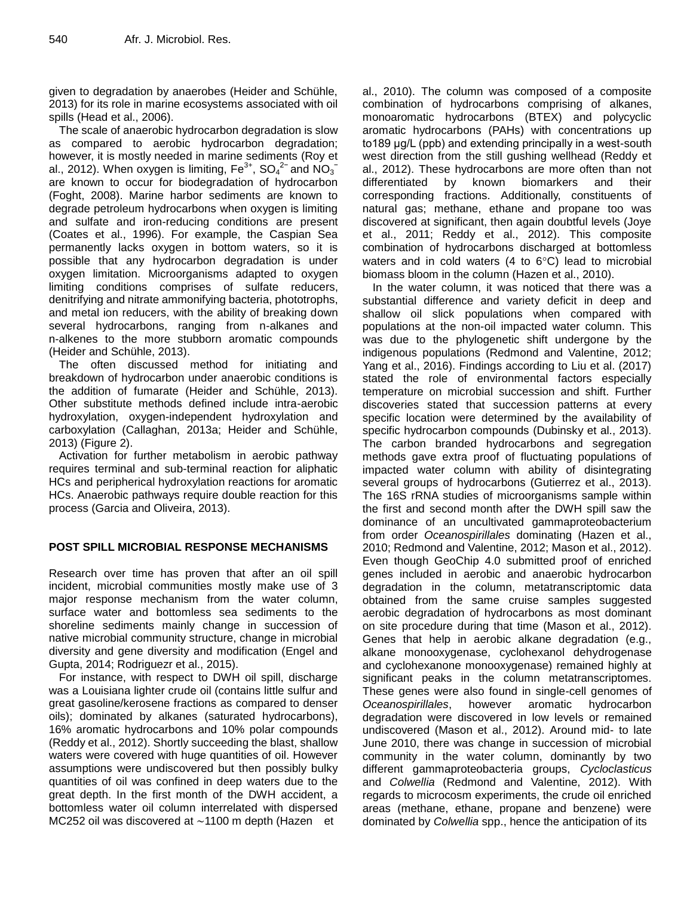given to degradation by anaerobes (Heider and Schühle, 2013) for its role in marine ecosystems associated with oil spills (Head et al., 2006).

The scale of anaerobic hydrocarbon degradation is slow as compared to aerobic hydrocarbon degradation; however, it is mostly needed in marine sediments (Roy et al., 2012). When oxygen is limiting, $Fe^{3+}$, $SO_4^{2-}$ and $NO_3^-$ are known to occur for biodegradation of hydrocarbon (Foght, 2008). Marine harbor sediments are known to degrade petroleum hydrocarbons when oxygen is limiting and sulfate and iron-reducing conditions are present (Coates et al., 1996). For example, the Caspian Sea permanently lacks oxygen in bottom waters, so it is possible that any hydrocarbon degradation is under oxygen limitation. Microorganisms adapted to oxygen limiting conditions comprises of sulfate reducers, denitrifying and nitrate ammonifying bacteria, phototrophs, and metal ion reducers, with the ability of breaking down several hydrocarbons, ranging from n-alkanes and n-alkenes to the more stubborn aromatic compounds (Heider and Schühle, 2013).

The often discussed method for initiating and breakdown of hydrocarbon under anaerobic conditions is the addition of fumarate (Heider and Schühle, 2013). Other substitute methods defined include intra-aerobic hydroxylation, oxygen-independent hydroxylation and carboxylation (Callaghan, 2013a; Heider and Schühle, 2013) (Figure 2).

Activation for further metabolism in aerobic pathway requires terminal and sub-terminal reaction for aliphatic HCs and peripherical hydroxylation reactions for aromatic HCs. Anaerobic pathways require double reaction for this process (Garcia and Oliveira, 2013).

## POST SPILL MICROBIAL RESPONSE MECHANISMS

Research over time has proven that after an oil spill incident, microbial communities mostly make use of 3 major response mechanism from the water column, surface water and bottomless sea sediments to the shoreline sediments mainly change in succession of native microbial community structure, change in microbial diversity and gene diversity and modification (Engel and Gupta, 2014; Rodriguezr et al., 2015).

For instance, with respect to DWH oil spill, discharge was a Louisiana lighter crude oil (contains little sulfur and great gasoline/kerosene fractions as compared to denser oils); dominated by alkanes (saturated hydrocarbons), 16% aromatic hydrocarbons and 10% polar compounds (Reddy et al., 2012). Shortly succeeding the blast, shallow waters were covered with huge quantities of oil. However assumptions were undiscovered but then possibly bulky quantities of oil was confined in deep waters due to the great depth. In the first month of the DWH accident, a bottomless water oil column interrelated with dispersed MC252 oil was discovered at ~1100 m depth (Hazen et al., 2010). The column was composed of a composite combination of hydrocarbons comprising of alkanes, monoaromatic hydrocarbons (BTEX) and polycyclic aromatic hydrocarbons (PAHs) with concentrations up to189 µg/L (ppb) and extending principally in a west-south west direction from the still gushing wellhead (Reddy et al., 2012). These hydrocarbons are more often than not differentiated by known biomarkers and their corresponding fractions. Additionally, constituents of natural gas; methane, ethane and propane too was discovered at significant, then again doubtful levels (Joye et al., 2011; Reddy et al., 2012). This composite combination of hydrocarbons discharged at bottomless waters and in cold waters (4 to 6°C) lead to microbial biomass bloom in the column (Hazen et al., 2010).

In the water column, it was noticed that there was a substantial difference and variety deficit in deep and shallow oil slick populations when compared with populations at the non-oil impacted water column. This was due to the phylogenetic shift undergone by the indigenous populations (Redmond and Valentine, 2012; Yang et al., 2016). Findings according to Liu et al. (2017) stated the role of environmental factors especially temperature on microbial succession and shift. Further discoveries stated that succession patterns at every specific location were determined by the availability of specific hydrocarbon compounds (Dubinsky et al., 2013). The carbon branded hydrocarbons and segregation methods gave extra proof of fluctuating populations of impacted water column with ability of disintegrating several groups of hydrocarbons (Gutierrez et al., 2013). The 16S rRNA studies of microorganisms sample within the first and second month after the DWH spill saw the dominance of an uncultivated gammaproteobacterium from order *Oceanospirillales* dominating (Hazen et al., 2010; Redmond and Valentine, 2012; Mason et al., 2012). Even though GeoChip 4.0 submitted proof of enriched genes included in aerobic and anaerobic hydrocarbon degradation in the column, metatranscriptomic data obtained from the same cruise samples suggested aerobic degradation of hydrocarbons as most dominant on site procedure during that time (Mason et al., 2012). Genes that help in aerobic alkane degradation (e.g., alkane monooxygenase, cyclohexanol dehydrogenase and cyclohexanone monooxygenase) remained highly at significant peaks in the column metatranscriptomes. These genes were also found in single-cell genomes of *Oceanospirillales*, however aromatic hydrocarbon degradation were discovered in low levels or remained undiscovered (Mason et al., 2012). Around mid- to late June 2010, there was change in succession of microbial community in the water column, dominantly by two different gammaproteobacteria groups, *Cycloclasticus* and *Colwellia* (Redmond and Valentine, 2012). With regards to microcosm experiments, the crude oil enriched areas (methane, ethane, propane and benzene) were dominated by *Colwellia* spp., hence the anticipation of its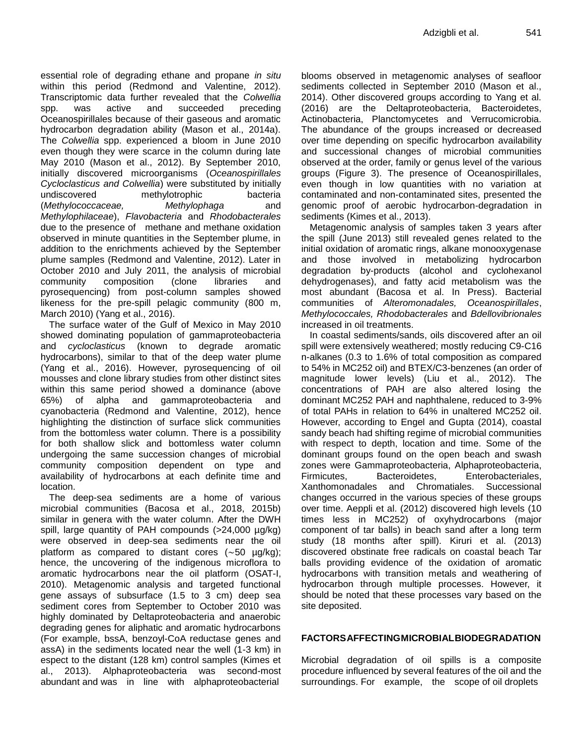essential role of degrading ethane and propane *in situ* within this period (Redmond and Valentine, 2012). Transcriptomic data further revealed that the *Colwellia* spp. was active and succeeded preceding Oceanospirillales because of their gaseous and aromatic hydrocarbon degradation ability (Mason et al., 2014a). The *Colwellia* spp. experienced a bloom in June 2010 even though they were scarce in the column during late May 2010 (Mason et al., 2012). By September 2010, initially discovered microorganisms (*Oceanospirillales Cycloclasticus and Colwellia*) were substituted by initially undiscovered methylotrophic bacteria (*Methylococcaceae, Methylophaga* and *Methylophilaceae*), *Flavobacteria* and *Rhodobacterales* due to the presence of methane and methane oxidation observed in minute quantities in the September plume, in addition to the enrichments achieved by the September plume samples (Redmond and Valentine, 2012). Later in October 2010 and July 2011, the analysis of microbial community composition (clone libraries and pyrosequencing) from post-column samples showed likeness for the pre-spill pelagic community (800 m, March 2010) (Yang et al., 2016).

The surface water of the Gulf of Mexico in May 2010 showed dominating population of gammaproteobacteria and *cycloclasticus* (known to degrade aromatic hydrocarbons), similar to that of the deep water plume (Yang et al., 2016). However, pyrosequencing of oil mousses and clone library studies from other distinct sites within this same period showed a dominance (above 65%) of alpha and gammaproteobacteria and cyanobacteria (Redmond and Valentine, 2012), hence highlighting the distinction of surface slick communities from the bottomless water column. There is a possibility for both shallow slick and bottomless water column undergoing the same succession changes of microbial community composition dependent on type and availability of hydrocarbons at each definite time and location.

The deep-sea sediments are a home of various microbial communities (Bacosa et al., 2018, 2015b) similar in genera with the water column. After the DWH spill, large quantity of PAH compounds (>24,000 µg/kg) were observed in deep-sea sediments near the oil platform as compared to distant cores (~50 µg/kg); hence, the uncovering of the indigenous microflora to aromatic hydrocarbons near the oil platform (OSAT-I, 2010). Metagenomic analysis and targeted functional gene assays of subsurface (1.5 to 3 cm) deep sea sediment cores from September to October 2010 was highly dominated by Deltaproteobacteria and anaerobic degrading genes for aliphatic and aromatic hydrocarbons (For example, bssA, benzoyl-CoA reductase genes and assA) in the sediments located near the well (1-3 km) in espect to the distant (128 km) control samples (Kimes et al., 2013). Alphaproteobacteria was second-most abundant and was in line with alphaproteobacterial blooms observed in metagenomic analyses of seafloor sediments collected in September 2010 (Mason et al., 2014). Other discovered groups according to Yang et al. (2016) are the Deltaproteobacteria, Bacteroidetes, Actinobacteria, Planctomycetes and Verrucomicrobia. The abundance of the groups increased or decreased over time depending on specific hydrocarbon availability and successional changes of microbial communities observed at the order, family or genus level of the various groups (Figure 3). The presence of Oceanospirillales, even though in low quantities with no variation at contaminated and non-contaminated sites, presented the genomic proof of aerobic hydrocarbon-degradation in sediments (Kimes et al., 2013).

Metagenomic analysis of samples taken 3 years after the spill (June 2013) still revealed genes related to the initial oxidation of aromatic rings, alkane monooxygenase and those involved in metabolizing hydrocarbon degradation by-products (alcohol and cyclohexanol dehydrogenases), and fatty acid metabolism was the most abundant (Bacosa et al. In Press). Bacterial communities of *Alteromonadales, Oceanospirillales*, *Methylococcales, Rhodobacterales* and *Bdellovibrionales* increased in oil treatments.

In coastal sediments/sands, oils discovered after an oil spill were extensively weathered; mostly reducing C9-C16 n-alkanes (0.3 to 1.6% of total composition as compared to 54% in MC252 oil) and BTEX/C3-benzenes (an order of magnitude lower levels) (Liu et al., 2012). The concentrations of PAH are also altered losing the dominant MC252 PAH and naphthalene, reduced to 3-9% of total PAHs in relation to 64% in unaltered MC252 oil. However, according to Engel and Gupta (2014), coastal sandy beach had shifting regime of microbial communities with respect to depth, location and time. Some of the dominant groups found on the open beach and swash zones were Gammaproteobacteria, Alphaproteobacteria, Firmicutes, Bacteroidetes, Enterobacteriales, Xanthomonadales and Chromatiales. Successional changes occurred in the various species of these groups over time. Aeppli et al. (2012) discovered high levels (10 times less in MC252) of oxyhydrocarbons (major component of tar balls) in beach sand after a long term study (18 months after spill). Kiruri et al. (2013) discovered obstinate free radicals on coastal beach Tar balls providing evidence of the oxidation of aromatic hydrocarbons with transition metals and weathering of hydrocarbon through multiple processes. However, it should be noted that these processes vary based on the site deposited.

## FACTORS AFFECTING MICROBIAL BIODEGRADATION

Microbial degradation of oil spills is a composite procedure influenced by several features of the oil and the surroundings. For example, the scope of oil droplets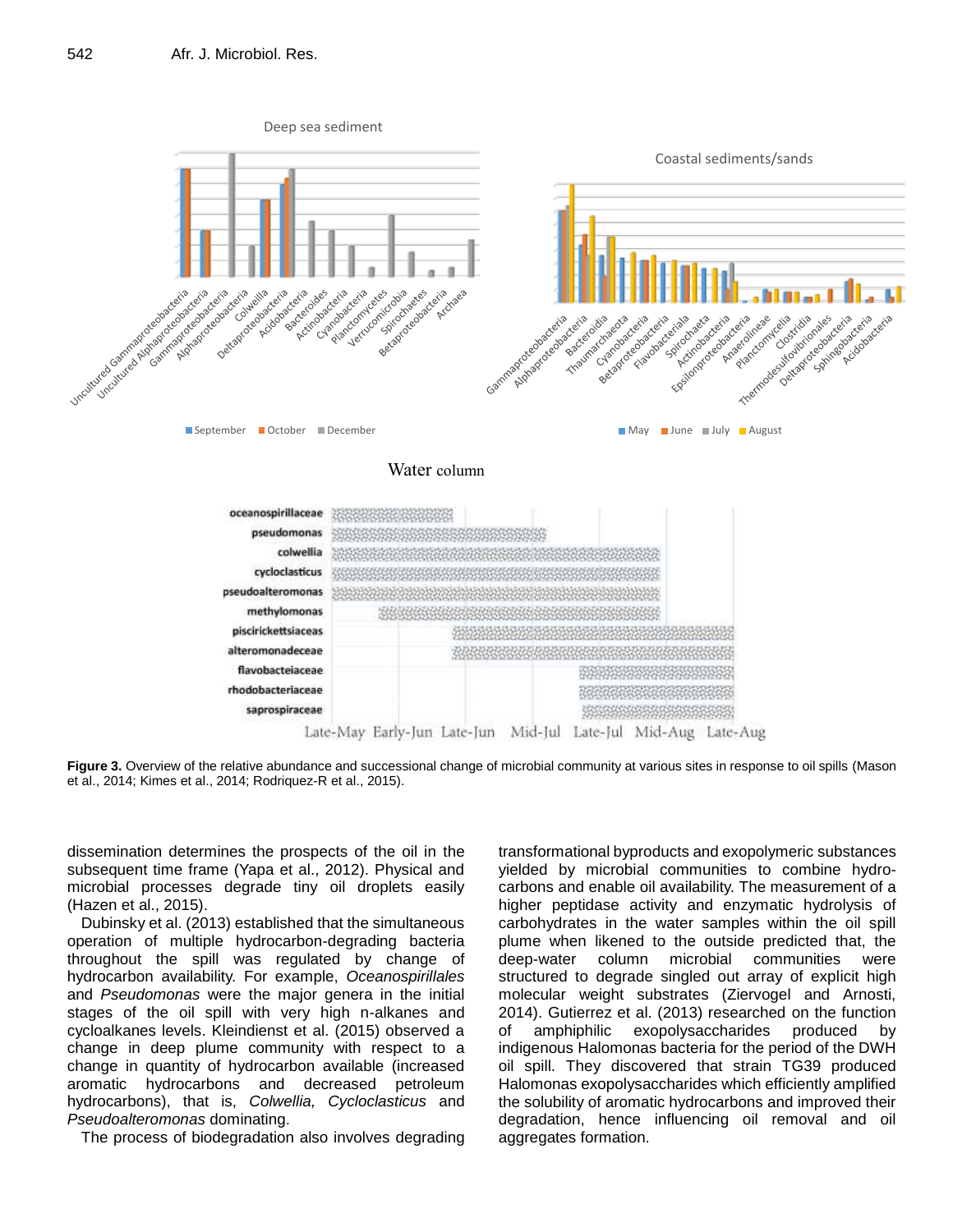**Figure 3.** Overview of the relative abundance and successional change of microbial community at various sites in response to oil spills (Mason et al., 2014; Kimes et al., 2014; Rodriquez-R et al., 2015).

dissemination determines the prospects of the oil in the subsequent time frame (Yapa et al., 2012). Physical and microbial processes degrade tiny oil droplets easily (Hazen et al., 2015).

Dubinsky et al. (2013) established that the simultaneous operation of multiple hydrocarbon-degrading bacteria throughout the spill was regulated by change of hydrocarbon availability. For example, *Oceanospirillales* and *Pseudomonas* were the major genera in the initial stages of the oil spill with very high n-alkanes and cycloalkanes levels. Kleindienst et al. (2015) observed a change in deep plume community with respect to a change in quantity of hydrocarbon available (increased aromatic hydrocarbons and decreased petroleum hydrocarbons), that is, *Colwellia, Cycloclasticus* and *Pseudoalteromonas* dominating.

The process of biodegradation also involves degrading transformational byproducts and exopolymeric substances yielded by microbial communities to combine hydrocarbons and enable oil availability. The measurement of a higher peptidase activity and enzymatic hydrolysis of carbohydrates in the water samples within the oil spill plume when likened to the outside predicted that, the deep-water column microbial communities were structured to degrade singled out array of explicit high molecular weight substrates (Ziervogel and Arnosti, 2014). Gutierrez et al. (2013) researched on the function of amphiphilic exopolysaccharides produced by indigenous Halomonas bacteria for the period of the DWH oil spill. They discovered that strain TG39 produced Halomonas exopolysaccharides which efficiently amplified the solubility of aromatic hydrocarbons and improved their degradation, hence influencing oil removal and oil aggregates formation.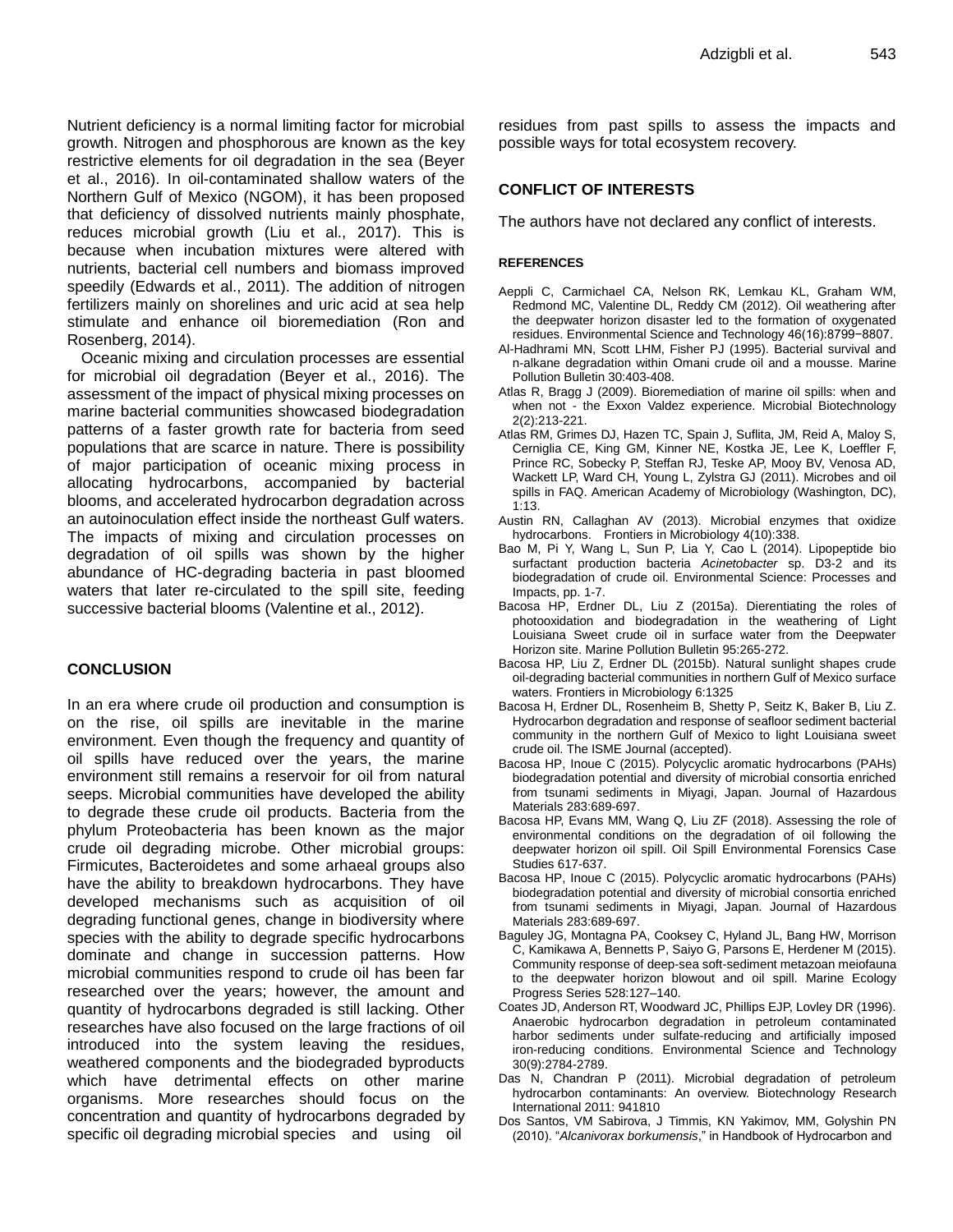Nutrient deficiency is a normal limiting factor for microbial growth. Nitrogen and phosphorous are known as the key restrictive elements for oil degradation in the sea (Beyer et al., 2016). In oil-contaminated shallow waters of the Northern Gulf of Mexico (NGOM), it has been proposed that deficiency of dissolved nutrients mainly phosphate, reduces microbial growth (Liu et al., 2017). This is because when incubation mixtures were altered with nutrients, bacterial cell numbers and biomass improved speedily (Edwards et al., 2011). The addition of nitrogen fertilizers mainly on shorelines and uric acid at sea help stimulate and enhance oil bioremediation (Ron and Rosenberg, 2014).

Oceanic mixing and circulation processes are essential for microbial oil degradation (Beyer et al., 2016). The assessment of the impact of physical mixing processes on marine bacterial communities showcased biodegradation patterns of a faster growth rate for bacteria from seed populations that are scarce in nature. There is possibility of major participation of oceanic mixing process in allocating hydrocarbons, accompanied by bacterial blooms, and accelerated hydrocarbon degradation across an autoinoculation effect inside the northeast Gulf waters. The impacts of mixing and circulation processes on degradation of oil spills was shown by the higher abundance of HC-degrading bacteria in past bloomed waters that later re-circulated to the spill site, feeding successive bacterial blooms (Valentine et al., 2012).

## CONCLUSION

In an era where crude oil production and consumption is on the rise, oil spills are inevitable in the marine environment. Even though the frequency and quantity of oil spills have reduced over the years, the marine environment still remains a reservoir for oil from natural seeps. Microbial communities have developed the ability to degrade these crude oil products. Bacteria from the phylum Proteobacteria has been known as the major crude oil degrading microbe. Other microbial groups: Firmicutes, Bacteroidetes and some arhaeal groups also have the ability to breakdown hydrocarbons. They have developed mechanisms such as acquisition of oil degrading functional genes, change in biodiversity where species with the ability to degrade specific hydrocarbons dominate and change in succession patterns. How microbial communities respond to crude oil has been far researched over the years; however, the amount and quantity of hydrocarbons degraded is still lacking. Other researches have also focused on the large fractions of oil introduced into the system leaving the residues, weathered components and the biodegraded byproducts which have detrimental effects on other marine organisms. More researches should focus on the concentration and quantity of hydrocarbons degraded by specific oil degrading microbial species and using oil residues from past spills to assess the impacts and possible ways for total ecosystem recovery.

## CONFLICT OF INTERESTS

The authors have not declared any conflict of interests.

## REFERENCES

Aeppli C, Carmichael CA, Nelson RK, Lemkau KL, Graham WM, Redmond MC, Valentine DL, Reddy CM (2012). Oil weathering after the deepwater horizon disaster led to the formation of oxygenated residues. Environmental Science and Technology 46(16):8799−8807.

Al-Hadhrami MN, Scott LHM, Fisher PJ (1995). Bacterial survival and n-alkane degradation within Omani crude oil and a mousse. Marine Pollution Bulletin 30:403-408.

Atlas R, Bragg J (2009). Bioremediation of marine oil spills: when and when not - the Exxon Valdez experience. Microbial Biotechnology 2(2):213-221.

Atlas RM, Grimes DJ, Hazen TC, Spain J, Suflita, JM, Reid A, Maloy S, Cerniglia CE, King GM, Kinner NE, Kostka JE, Lee K, Loeffler F, Prince RC, Sobecky P, Steffan RJ, Teske AP, Mooy BV, Venosa AD, Wackett LP, Ward CH, Young L, Zylstra GJ (2011). Microbes and oil spills in FAQ. American Academy of Microbiology (Washington, DC), 1:13.

Austin RN, Callaghan AV (2013). Microbial enzymes that oxidize hydrocarbons. Frontiers in Microbiology 4(10):338.

Bao M, Pi Y, Wang L, Sun P, Lia Y, Cao L (2014). Lipopeptide bio surfactant production bacteria *Acinetobacter* sp. D3-2 and its biodegradation of crude oil. Environmental Science: Processes and Impacts, pp. 1-7.

Bacosa HP, Erdner DL, Liu Z (2015a). Dierentiating the roles of photooxidation and biodegradation in the weathering of Light Louisiana Sweet crude oil in surface water from the Deepwater Horizon site. Marine Pollution Bulletin 95:265-272.

Bacosa HP, Liu Z, Erdner DL (2015b). Natural sunlight shapes crude oil-degrading bacterial communities in northern Gulf of Mexico surface waters. Frontiers in Microbiology 6:1325

Bacosa H, Erdner DL, Rosenheim B, Shetty P, Seitz K, Baker B, Liu Z. Hydrocarbon degradation and response of seafloor sediment bacterial community in the northern Gulf of Mexico to light Louisiana sweet crude oil. The ISME Journal (accepted).

Bacosa HP, Inoue C (2015). Polycyclic aromatic hydrocarbons (PAHs) biodegradation potential and diversity of microbial consortia enriched from tsunami sediments in Miyagi, Japan. Journal of Hazardous Materials 283:689-697.

Bacosa HP, Evans MM, Wang Q, Liu ZF (2018). Assessing the role of environmental conditions on the degradation of oil following the deepwater horizon oil spill. Oil Spill Environmental Forensics Case Studies 617-637.

Bacosa HP, Inoue C (2015). Polycyclic aromatic hydrocarbons (PAHs) biodegradation potential and diversity of microbial consortia enriched from tsunami sediments in Miyagi, Japan. Journal of Hazardous Materials 283:689-697.

Baguley JG, Montagna PA, Cooksey C, Hyland JL, Bang HW, Morrison C, Kamikawa A, Bennetts P, Saiyo G, Parsons E, Herdener M (2015). Community response of deep-sea soft-sediment metazoan meiofauna to the deepwater horizon blowout and oil spill. Marine Ecology Progress Series 528:127–140.

Coates JD, Anderson RT, Woodward JC, Phillips EJP, Lovley DR (1996). Anaerobic hydrocarbon degradation in petroleum contaminated harbor sediments under sulfate-reducing and artificially imposed iron-reducing conditions. Environmental Science and Technology 30(9):2784-2789.

Das N, Chandran P (2011). Microbial degradation of petroleum hydrocarbon contaminants: An overview. Biotechnology Research International 2011: 941810

Dos Santos, VM Sabirova, J Timmis, KN Yakimov, MM, Golyshin PN (2010). "*Alcanivorax borkumensis*," in Handbook of Hydrocarbon and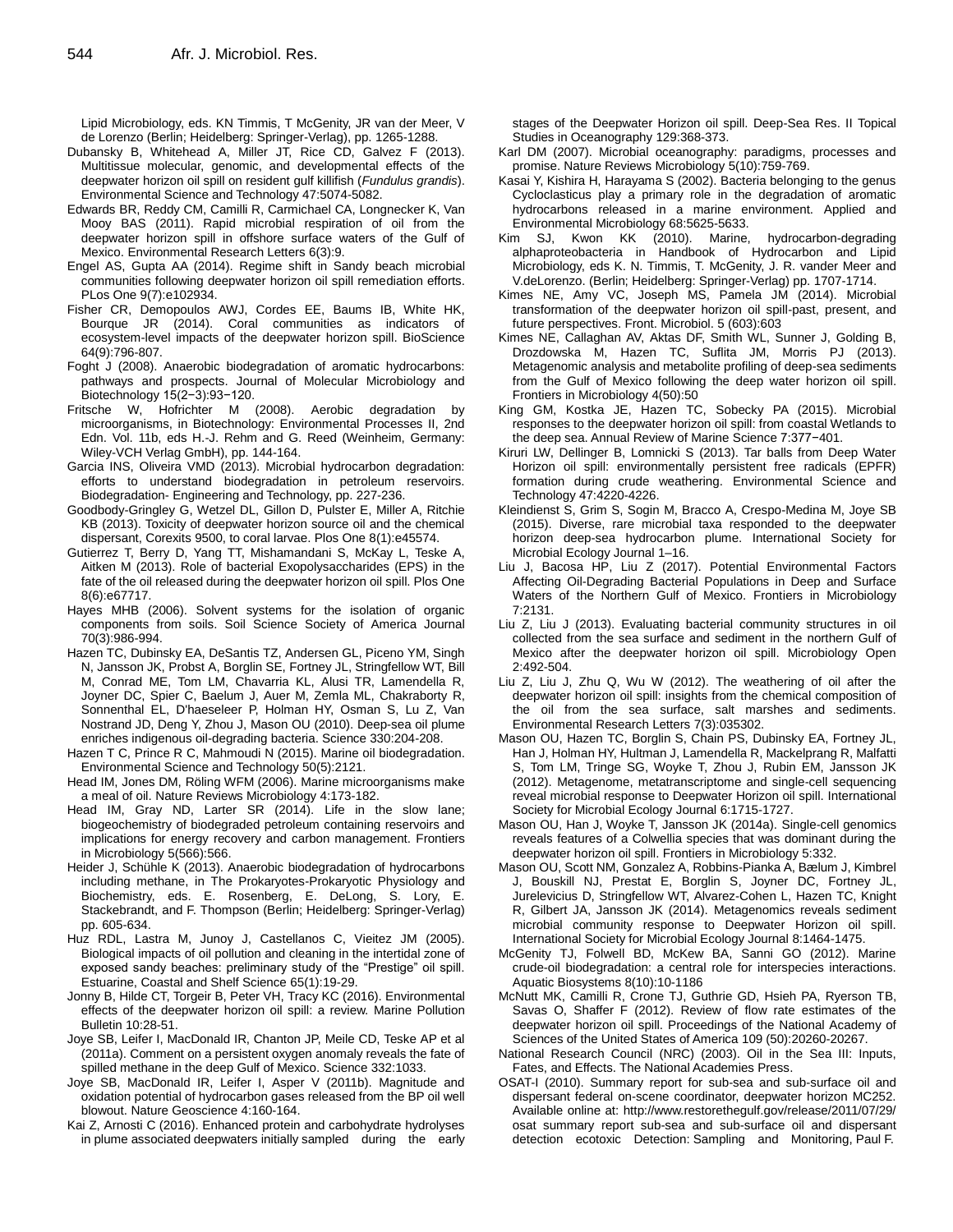Lipid Microbiology, eds. KN Timmis, T McGenity, JR van der Meer, V de Lorenzo (Berlin; Heidelberg: Springer-Verlag), pp. 1265-1288.

Dubansky B, Whitehead A, Miller JT, Rice CD, Galvez F (2013). Multitissue molecular, genomic, and developmental effects of the deepwater horizon oil spill on resident gulf killifish (*Fundulus grandis*). Environmental Science and Technology 47:5074-5082.

Edwards BR, Reddy CM, Camilli R, Carmichael CA, Longnecker K, Van Mooy BAS (2011). Rapid microbial respiration of oil from the deepwater horizon spill in offshore surface waters of the Gulf of Mexico. Environmental Research Letters 6(3):9.

Engel AS, Gupta AA (2014). Regime shift in Sandy beach microbial communities following deepwater horizon oil spill remediation efforts. PLos One 9(7):e102934.

Fisher CR, Demopoulos AWJ, Cordes EE, Baums IB, White HK, Bourque JR (2014). Coral communities as indicators of ecosystem-level impacts of the deepwater horizon spill. BioScience 64(9):796-807.

Foght J (2008). Anaerobic biodegradation of aromatic hydrocarbons: pathways and prospects. Journal of Molecular Microbiology and Biotechnology 15(2−3):93−120.

Fritsche W, Hofrichter M (2008). Aerobic degradation by microorganisms, in Biotechnology: Environmental Processes II, 2nd Edn. Vol. 11b, eds H.-J. Rehm and G. Reed (Weinheim, Germany: Wiley-VCH Verlag GmbH), pp. 144-164.

Garcia INS, Oliveira VMD (2013). Microbial hydrocarbon degradation: efforts to understand biodegradation in petroleum reservoirs. Biodegradation- Engineering and Technology, pp. 227-236.

Goodbody-Gringley G, Wetzel DL, Gillon D, Pulster E, Miller A, Ritchie KB (2013). Toxicity of deepwater horizon source oil and the chemical dispersant, Corexits 9500, to coral larvae. Plos One 8(1):e45574.

Gutierrez T, Berry D, Yang TT, Mishamandani S, McKay L, Teske A, Aitken M (2013). Role of bacterial Exopolysaccharides (EPS) in the fate of the oil released during the deepwater horizon oil spill. Plos One 8(6):e67717.

Hayes MHB (2006). Solvent systems for the isolation of organic components from soils. Soil Science Society of America Journal 70(3):986-994.

Hazen TC, Dubinsky EA, DeSantis TZ, Andersen GL, Piceno YM, Singh N, Jansson JK, Probst A, Borglin SE, Fortney JL, Stringfellow WT, Bill M, Conrad ME, Tom LM, Chavarria KL, Alusi TR, Lamendella R, Joyner DC, Spier C, Baelum J, Auer M, Zemla ML, Chakraborty R, Sonnenthal EL, D'haeseleer P, Holman HY, Osman S, Lu Z, Van Nostrand JD, Deng Y, Zhou J, Mason OU (2010). Deep-sea oil plume enriches indigenous oil-degrading bacteria. Science 330:204-208.

Hazen T C, Prince R C, Mahmoudi N (2015). Marine oil biodegradation. Environmental Science and Technology 50(5):2121.

Head IM, Jones DM, Röling WFM (2006). Marine microorganisms make a meal of oil. Nature Reviews Microbiology 4:173-182.

Head IM, Gray ND, Larter SR (2014). Life in the slow lane; biogeochemistry of biodegraded petroleum containing reservoirs and implications for energy recovery and carbon management. Frontiers in Microbiology 5(566):566.

Heider J, Schühle K (2013). Anaerobic biodegradation of hydrocarbons including methane, in The Prokaryotes-Prokaryotic Physiology and Biochemistry, eds. E. Rosenberg, E. DeLong, S. Lory, E. Stackebrandt, and F. Thompson (Berlin; Heidelberg: Springer-Verlag) pp. 605-634.

Huz RDL, Lastra M, Junoy J, Castellanos C, Vieitez JM (2005). Biological impacts of oil pollution and cleaning in the intertidal zone of exposed sandy beaches: preliminary study of the "Prestige" oil spill. Estuarine, Coastal and Shelf Science 65(1):19-29.

Jonny B, Hilde CT, Torgeir B, Peter VH, Tracy KC (2016). Environmental effects of the deepwater horizon oil spill: a review. Marine Pollution Bulletin 10:28-51.

Joye SB, Leifer I, MacDonald IR, Chanton JP, Meile CD, Teske AP et al (2011a). Comment on a persistent oxygen anomaly reveals the fate of spilled methane in the deep Gulf of Mexico. Science 332:1033.

Joye SB, MacDonald IR, Leifer I, Asper V (2011b). Magnitude and oxidation potential of hydrocarbon gases released from the BP oil well blowout. Nature Geoscience 4:160-164.

Kai Z, Arnosti C (2016). Enhanced protein and carbohydrate hydrolyses in plume associated deepwaters initially sampled during the early stages of the Deepwater Horizon oil spill. Deep-Sea Res. II Topical Studies in Oceanography 129:368-373.

Karl DM (2007). Microbial oceanography: paradigms, processes and promise. Nature Reviews Microbiology 5(10):759-769.

Kasai Y, Kishira H, Harayama S (2002). Bacteria belonging to the genus Cycloclasticus play a primary role in the degradation of aromatic hydrocarbons released in a marine environment. Applied and Environmental Microbiology 68:5625-5633.

Kim SJ, Kwon KK (2010). Marine, hydrocarbon-degrading alphaproteobacteria in Handbook of Hydrocarbon and Lipid Microbiology, eds K. N. Timmis, T. McGenity, J. R. vander Meer and V.deLorenzo. (Berlin; Heidelberg: Springer-Verlag) pp. 1707-1714.

Kimes NE, Amy VC, Joseph MS, Pamela JM (2014). Microbial transformation of the deepwater horizon oil spill-past, present, and future perspectives. Front. Microbiol. 5 (603):603

Kimes NE, Callaghan AV, Aktas DF, Smith WL, Sunner J, Golding B, Drozdowska M, Hazen TC, Suflita JM, Morris PJ (2013). Metagenomic analysis and metabolite profiling of deep-sea sediments from the Gulf of Mexico following the deep water horizon oil spill. Frontiers in Microbiology 4(50):50

King GM, Kostka JE, Hazen TC, Sobecky PA (2015). Microbial responses to the deepwater horizon oil spill: from coastal Wetlands to the deep sea. Annual Review of Marine Science 7:377−401.

Kiruri LW, Dellinger B, Lomnicki S (2013). Tar balls from Deep Water Horizon oil spill: environmentally persistent free radicals (EPFR) formation during crude weathering. Environmental Science and Technology 47:4220-4226.

Kleindienst S, Grim S, Sogin M, Bracco A, Crespo-Medina M, Joye SB (2015). Diverse, rare microbial taxa responded to the deepwater horizon deep-sea hydrocarbon plume. International Society for Microbial Ecology Journal 1–16.

Liu J, Bacosa HP, Liu Z (2017). Potential Environmental Factors Affecting Oil-Degrading Bacterial Populations in Deep and Surface Waters of the Northern Gulf of Mexico. Frontiers in Microbiology 7:2131.

Liu Z, Liu J (2013). Evaluating bacterial community structures in oil collected from the sea surface and sediment in the northern Gulf of Mexico after the deepwater horizon oil spill. Microbiology Open 2:492-504.

Liu Z, Liu J, Zhu Q, Wu W (2012). The weathering of oil after the deepwater horizon oil spill: insights from the chemical composition of the oil from the sea surface, salt marshes and sediments. Environmental Research Letters 7(3):035302.

Mason OU, Hazen TC, Borglin S, Chain PS, Dubinsky EA, Fortney JL, Han J, Holman HY, Hultman J, Lamendella R, Mackelprang R, Malfatti S, Tom LM, Tringe SG, Woyke T, Zhou J, Rubin EM, Jansson JK (2012). Metagenome, metatranscriptome and single-cell sequencing reveal microbial response to Deepwater Horizon oil spill. International Society for Microbial Ecology Journal 6:1715-1727.

Mason OU, Han J, Woyke T, Jansson JK (2014a). Single-cell genomics reveals features of a Colwellia species that was dominant during the deepwater horizon oil spill. Frontiers in Microbiology 5:332.

Mason OU, Scott NM, Gonzalez A, Robbins-Pianka A, Bælum J, Kimbrel J, Bouskill NJ, Prestat E, Borglin S, Joyner DC, Fortney JL, Jurelevicius D, Stringfellow WT, Alvarez-Cohen L, Hazen TC, Knight R, Gilbert JA, Jansson JK (2014). Metagenomics reveals sediment microbial community response to Deepwater Horizon oil spill. International Society for Microbial Ecology Journal 8:1464-1475.

McGenity TJ, Folwell BD, McKew BA, Sanni GO (2012). Marine crude-oil biodegradation: a central role for interspecies interactions. Aquatic Biosystems 8(10):10-1186

McNutt MK, Camilli R, Crone TJ, Guthrie GD, Hsieh PA, Ryerson TB, Savas O, Shaffer F (2012). Review of flow rate estimates of the deepwater horizon oil spill. Proceedings of the National Academy of Sciences of the United States of America 109 (50):20260-20267.

National Research Council (NRC) (2003). Oil in the Sea III: Inputs, Fates, and Effects. The National Academies Press.

OSAT-I (2010). Summary report for sub-sea and sub-surface oil and dispersant federal on-scene coordinator, deepwater horizon MC252. Available online at: http://www.restorethegulf.gov/release/2011/07/29/osat summary report sub-sea and sub-surface oil and dispersant detection ecotoxic Detection: Sampling and Monitoring, Paul F.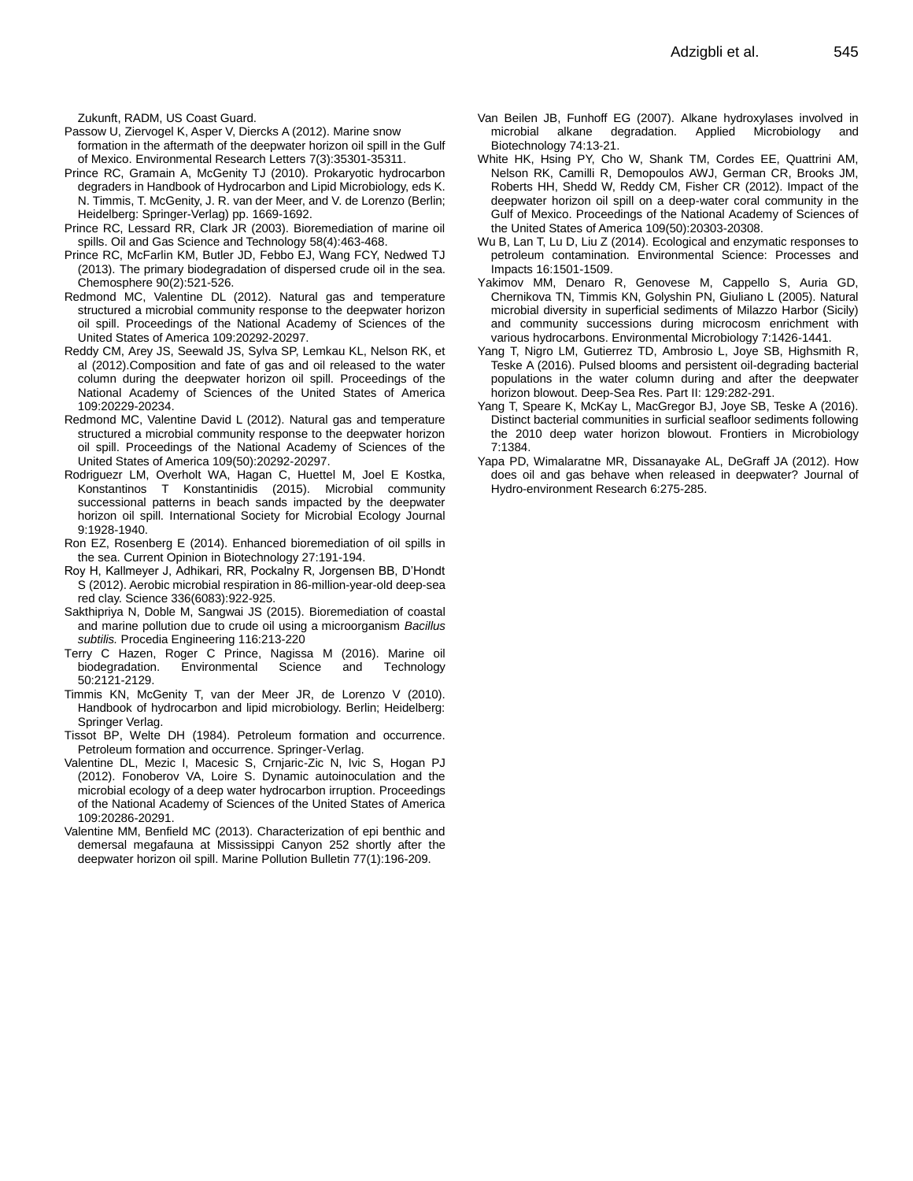Zukunft, RADM, US Coast Guard.

Passow U, Ziervogel K, Asper V, Diercks A (2012). Marine snow formation in the aftermath of the deepwater horizon oil spill in the Gulf of Mexico. Environmental Research Letters 7(3):35301-35311.

Prince RC, Gramain A, McGenity TJ (2010). Prokaryotic hydrocarbon degraders in Handbook of Hydrocarbon and Lipid Microbiology, eds K. N. Timmis, T. McGenity, J. R. van der Meer, and V. de Lorenzo (Berlin; Heidelberg: Springer-Verlag) pp. 1669-1692.

Prince RC, Lessard RR, Clark JR (2003). Bioremediation of marine oil spills. Oil and Gas Science and Technology 58(4):463-468.

Prince RC, McFarlin KM, Butler JD, Febbo EJ, Wang FCY, Nedwed TJ (2013). The primary biodegradation of dispersed crude oil in the sea. Chemosphere 90(2):521-526.

Redmond MC, Valentine DL (2012). Natural gas and temperature structured a microbial community response to the deepwater horizon oil spill. Proceedings of the National Academy of Sciences of the United States of America 109:20292-20297.

Reddy CM, Arey JS, Seewald JS, Sylva SP, Lemkau KL, Nelson RK, et al (2012).Composition and fate of gas and oil released to the water column during the deepwater horizon oil spill. Proceedings of the National Academy of Sciences of the United States of America 109:20229-20234.

Redmond MC, Valentine David L (2012). Natural gas and temperature structured a microbial community response to the deepwater horizon oil spill. Proceedings of the National Academy of Sciences of the United States of America 109(50):20292-20297.

Rodriguezr LM, Overholt WA, Hagan C, Huettel M, Joel E Kostka, Konstantinos T Konstantinidis (2015). Microbial community successional patterns in beach sands impacted by the deepwater horizon oil spill. International Society for Microbial Ecology Journal 9:1928-1940.

Ron EZ, Rosenberg E (2014). Enhanced bioremediation of oil spills in the sea. Current Opinion in Biotechnology 27:191-194.

Roy H, Kallmeyer J, Adhikari, RR, Pockalny R, Jorgensen BB, D'Hondt S (2012). Aerobic microbial respiration in 86-million-year-old deep-sea red clay. Science 336(6083):922-925.

Sakthipriya N, Doble M, Sangwai JS (2015). Bioremediation of coastal and marine pollution due to crude oil using a microorganism *Bacillus subtilis.* Procedia Engineering 116:213-220

Terry C Hazen, Roger C Prince, Nagissa M (2016). Marine oil biodegradation. Environmental Science and Technology 50:2121-2129.

Timmis KN, McGenity T, van der Meer JR, de Lorenzo V (2010). Handbook of hydrocarbon and lipid microbiology. Berlin; Heidelberg: Springer Verlag.

Tissot BP, Welte DH (1984). Petroleum formation and occurrence. Petroleum formation and occurrence. Springer-Verlag.

Valentine DL, Mezic I, Macesic S, Crnjaric-Zic N, Ivic S, Hogan PJ (2012). Fonoberov VA, Loire S. Dynamic autoinoculation and the microbial ecology of a deep water hydrocarbon irruption. Proceedings of the National Academy of Sciences of the United States of America 109:20286-20291.

Valentine MM, Benfield MC (2013). Characterization of epi benthic and demersal megafauna at Mississippi Canyon 252 shortly after the deepwater horizon oil spill. Marine Pollution Bulletin 77(1):196-209.

Van Beilen JB, Funhoff EG (2007). Alkane hydroxylases involved in microbial alkane degradation. Applied Microbiology and Biotechnology 74:13-21.

White HK, Hsing PY, Cho W, Shank TM, Cordes EE, Quattrini AM, Nelson RK, Camilli R, Demopoulos AWJ, German CR, Brooks JM, Roberts HH, Shedd W, Reddy CM, Fisher CR (2012). Impact of the deepwater horizon oil spill on a deep-water coral community in the Gulf of Mexico. Proceedings of the National Academy of Sciences of the United States of America 109(50):20303-20308.

Wu B, Lan T, Lu D, Liu Z (2014). Ecological and enzymatic responses to petroleum contamination. Environmental Science: Processes and Impacts 16:1501-1509.

Yakimov MM, Denaro R, Genovese M, Cappello S, Auria GD, Chernikova TN, Timmis KN, Golyshin PN, Giuliano L (2005). Natural microbial diversity in superficial sediments of Milazzo Harbor (Sicily) and community successions during microcosm enrichment with various hydrocarbons. Environmental Microbiology 7:1426-1441.

Yang T, Nigro LM, Gutierrez TD, Ambrosio L, Joye SB, Highsmith R, Teske A (2016). Pulsed blooms and persistent oil-degrading bacterial populations in the water column during and after the deepwater horizon blowout. Deep-Sea Res. Part II: 129:282-291.

Yang T, Speare K, McKay L, MacGregor BJ, Joye SB, Teske A (2016). Distinct bacterial communities in surficial seafloor sediments following the 2010 deep water horizon blowout. Frontiers in Microbiology 7:1384.

Yapa PD, Wimalaratne MR, Dissanayake AL, DeGraff JA (2012). How does oil and gas behave when released in deepwater? Journal of Hydro-environment Research 6:275-285.